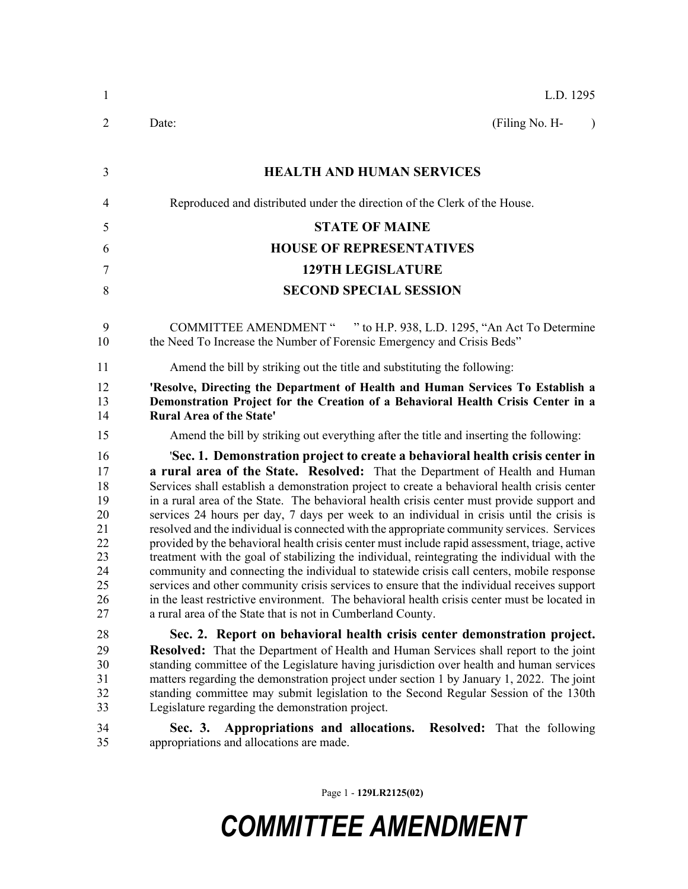L.D. 1295

Date: (Filing No. H- )

## HEALTH AND HUMAN SERVICES

Reproduced and distributed under the direction of the Clerk of the House.

## STATE OF MAINE
## HOUSE OF REPRESENTATIVES
## 129TH LEGISLATURE
## SECOND SPECIAL SESSION

COMMITTEE AMENDMENT " " to H.P. 938, L.D. 1295, "An Act To Determine the Need To Increase the Number of Forensic Emergency and Crisis Beds"

Amend the bill by striking out the title and substituting the following:

**'Resolve, Directing the Department of Health and Human Services To Establish a Demonstration Project for the Creation of a Behavioral Health Crisis Center in a Rural Area of the State'**

Amend the bill by striking out everything after the title and inserting the following:

'**Sec. 1. Demonstration project to create a behavioral health crisis center in a rural area of the State. Resolved:** That the Department of Health and Human Services shall establish a demonstration project to create a behavioral health crisis center in a rural area of the State. The behavioral health crisis center must provide support and services 24 hours per day, 7 days per week to an individual in crisis until the crisis is resolved and the individual is connected with the appropriate community services. Services provided by the behavioral health crisis center must include rapid assessment, triage, active treatment with the goal of stabilizing the individual, reintegrating the individual with the community and connecting the individual to statewide crisis call centers, mobile response services and other community crisis services to ensure that the individual receives support in the least restrictive environment. The behavioral health crisis center must be located in a rural area of the State that is not in Cumberland County.

**Sec. 2. Report on behavioral health crisis center demonstration project. Resolved:** That the Department of Health and Human Services shall report to the joint standing committee of the Legislature having jurisdiction over health and human services matters regarding the demonstration project under section 1 by January 1, 2022. The joint standing committee may submit legislation to the Second Regular Session of the 130th Legislature regarding the demonstration project.

**Sec. 3. Appropriations and allocations. Resolved:** That the following appropriations and allocations are made.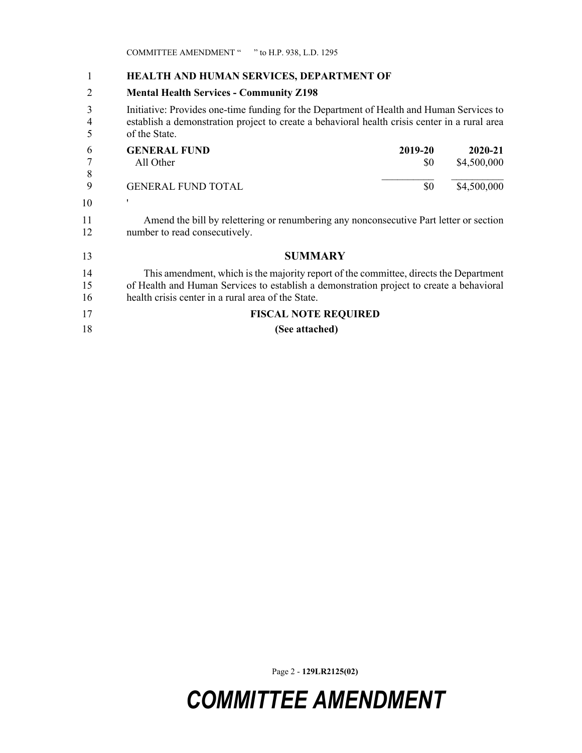**HEALTH AND HUMAN SERVICES, DEPARTMENT OF**

**Mental Health Services - Community Z198**

Initiative: Provides one-time funding for the Department of Health and Human Services to establish a demonstration project to create a behavioral health crisis center in a rural area of the State.

| **GENERAL FUND** | **2019-20** | **2020-21** |
|---|---|---|
| All Other | $0 | $4,500,000 |
| GENERAL FUND TOTAL | $0 | $4,500,000 |

'

Amend the bill by relettering or renumbering any nonconsecutive Part letter or section number to read consecutively.

## SUMMARY

This amendment, which is the majority report of the committee, directs the Department of Health and Human Services to establish a demonstration project to create a behavioral health crisis center in a rural area of the State.

**FISCAL NOTE REQUIRED**

**(See attached)**

# *COMMITTEE AMENDMENT*